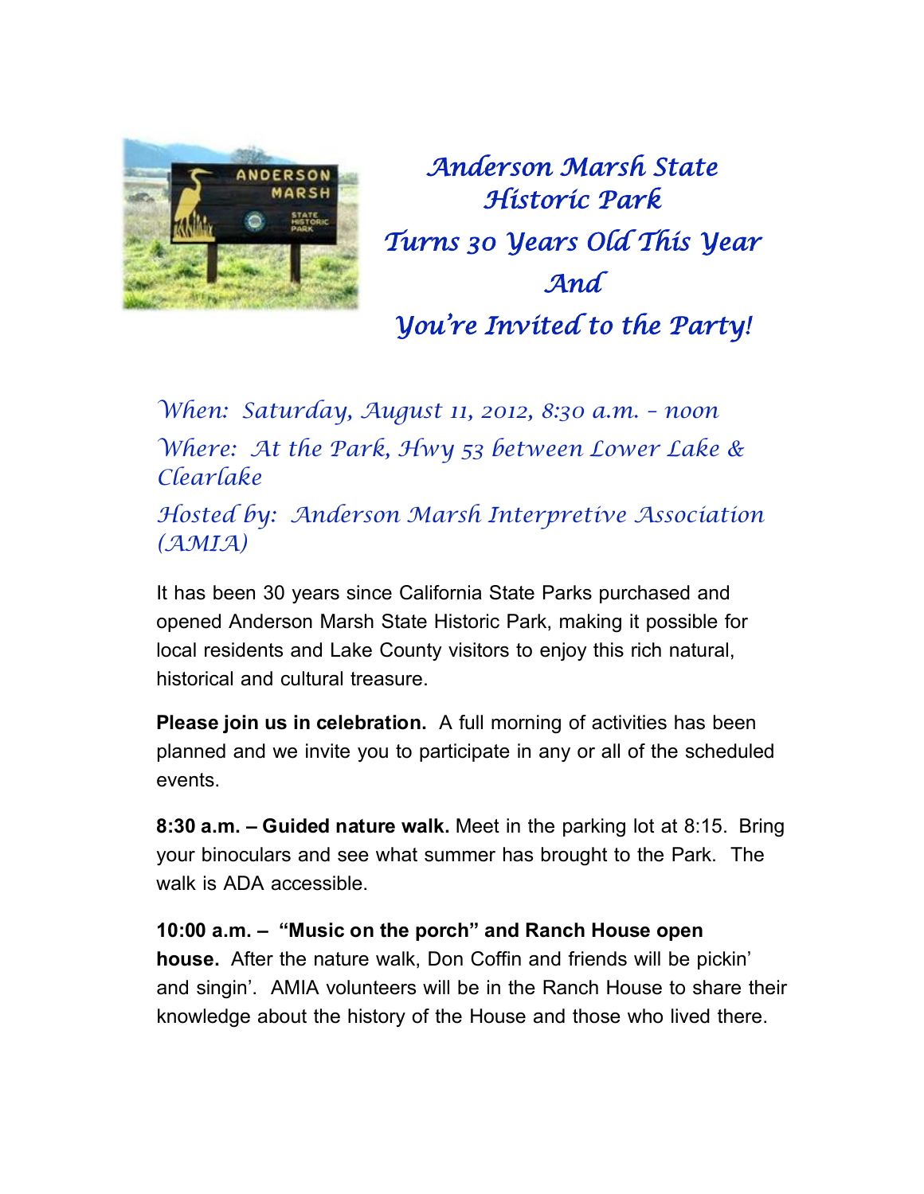# *Anderson Marsh State Historic Park Turns 30 Years Old This Year And You're Invited to the Party!*

*When: Saturday, August 11, 2012, 8:30 a.m. – noon*

*Where: At the Park, Hwy 53 between Lower Lake & Clearlake*

*Hosted by: Anderson Marsh Interpretive Association (AMIA)*

It has been 30 years since California State Parks purchased and opened Anderson Marsh State Historic Park, making it possible for local residents and Lake County visitors to enjoy this rich natural, historical and cultural treasure.

**Please join us in celebration.** A full morning of activities has been planned and we invite you to participate in any or all of the scheduled events.

**8:30 a.m. – Guided nature walk.** Meet in the parking lot at 8:15. Bring your binoculars and see what summer has brought to the Park. The walk is ADA accessible.

**10:00 a.m. – "Music on the porch" and Ranch House open house.** After the nature walk, Don Coffin and friends will be pickin' and singin'. AMIA volunteers will be in the Ranch House to share their knowledge about the history of the House and those who lived there.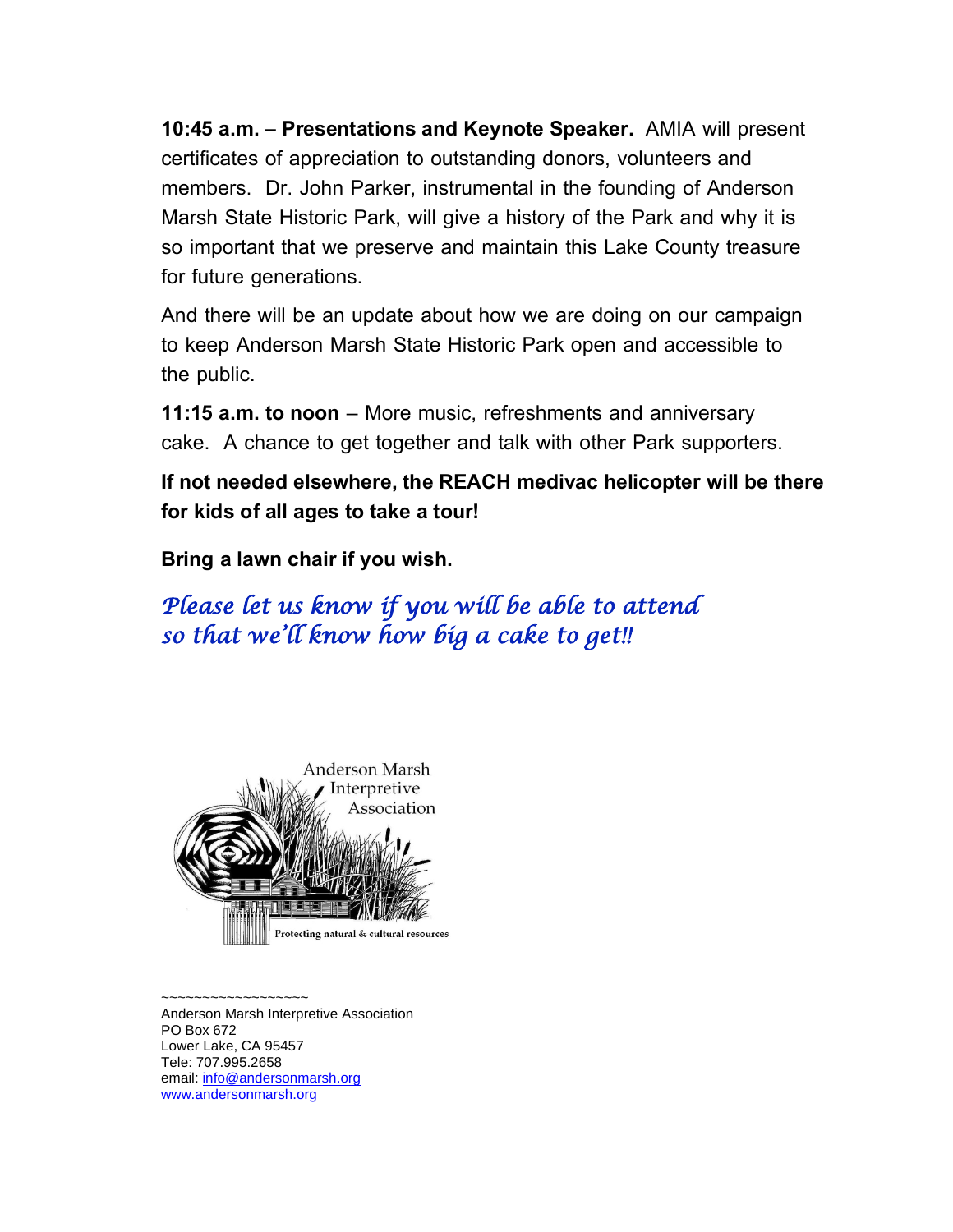**10:45 a.m. – Presentations and Keynote Speaker.** AMIA will present certificates of appreciation to outstanding donors, volunteers and members. Dr. John Parker, instrumental in the founding of Anderson Marsh State Historic Park, will give a history of the Park and why it is so important that we preserve and maintain this Lake County treasure for future generations.

And there will be an update about how we are doing on our campaign to keep Anderson Marsh State Historic Park open and accessible to the public.

**11:15 a.m. to noon** – More music, refreshments and anniversary cake. A chance to get together and talk with other Park supporters.

**If not needed elsewhere, the REACH medivac helicopter will be there for kids of all ages to take a tour!**

**Bring a lawn chair if you wish.**

*Please let us know if you will be able to attend so that we'll know how big a cake to get!!*

Anderson Marsh Interpretive Association

Protecting natural & cultural resources

~~~~~~~~~~~~~~~~~~

Anderson Marsh Interpretive Association
PO Box 672
Lower Lake, CA 95457
Tele: 707.995.2658
email: info@andersonmarsh.org
www.andersonmarsh.org